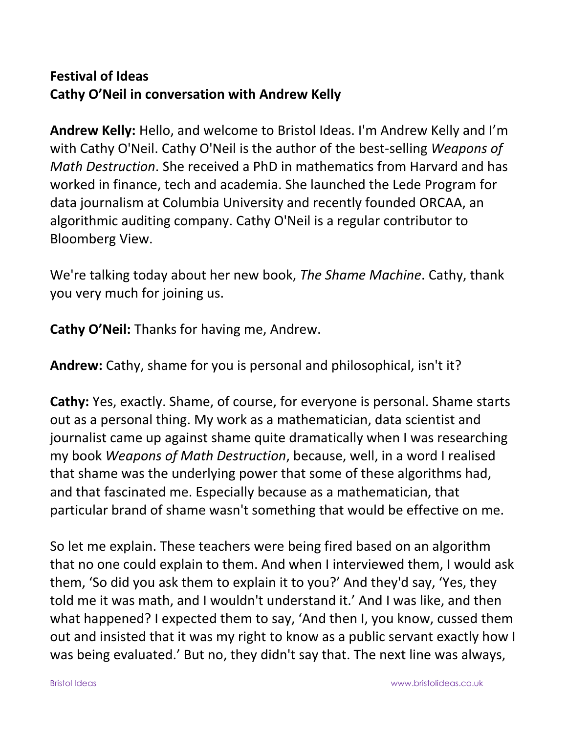**Festival of Ideas**
**Cathy O'Neil in conversation with Andrew Kelly**

**Andrew Kelly:** Hello, and welcome to Bristol Ideas. I'm Andrew Kelly and I'm with Cathy O'Neil. Cathy O'Neil is the author of the best-selling *Weapons of Math Destruction*. She received a PhD in mathematics from Harvard and has worked in finance, tech and academia. She launched the Lede Program for data journalism at Columbia University and recently founded ORCAA, an algorithmic auditing company. Cathy O'Neil is a regular contributor to Bloomberg View.

We're talking today about her new book, *The Shame Machine*. Cathy, thank you very much for joining us.

**Cathy O'Neil:** Thanks for having me, Andrew.

**Andrew:** Cathy, shame for you is personal and philosophical, isn't it?

**Cathy:** Yes, exactly. Shame, of course, for everyone is personal. Shame starts out as a personal thing. My work as a mathematician, data scientist and journalist came up against shame quite dramatically when I was researching my book *Weapons of Math Destruction*, because, well, in a word I realised that shame was the underlying power that some of these algorithms had, and that fascinated me. Especially because as a mathematician, that particular brand of shame wasn't something that would be effective on me.

So let me explain. These teachers were being fired based on an algorithm that no one could explain to them. And when I interviewed them, I would ask them, 'So did you ask them to explain it to you?' And they'd say, 'Yes, they told me it was math, and I wouldn't understand it.' And I was like, and then what happened? I expected them to say, 'And then I, you know, cussed them out and insisted that it was my right to know as a public servant exactly how I was being evaluated.' But no, they didn't say that. The next line was always,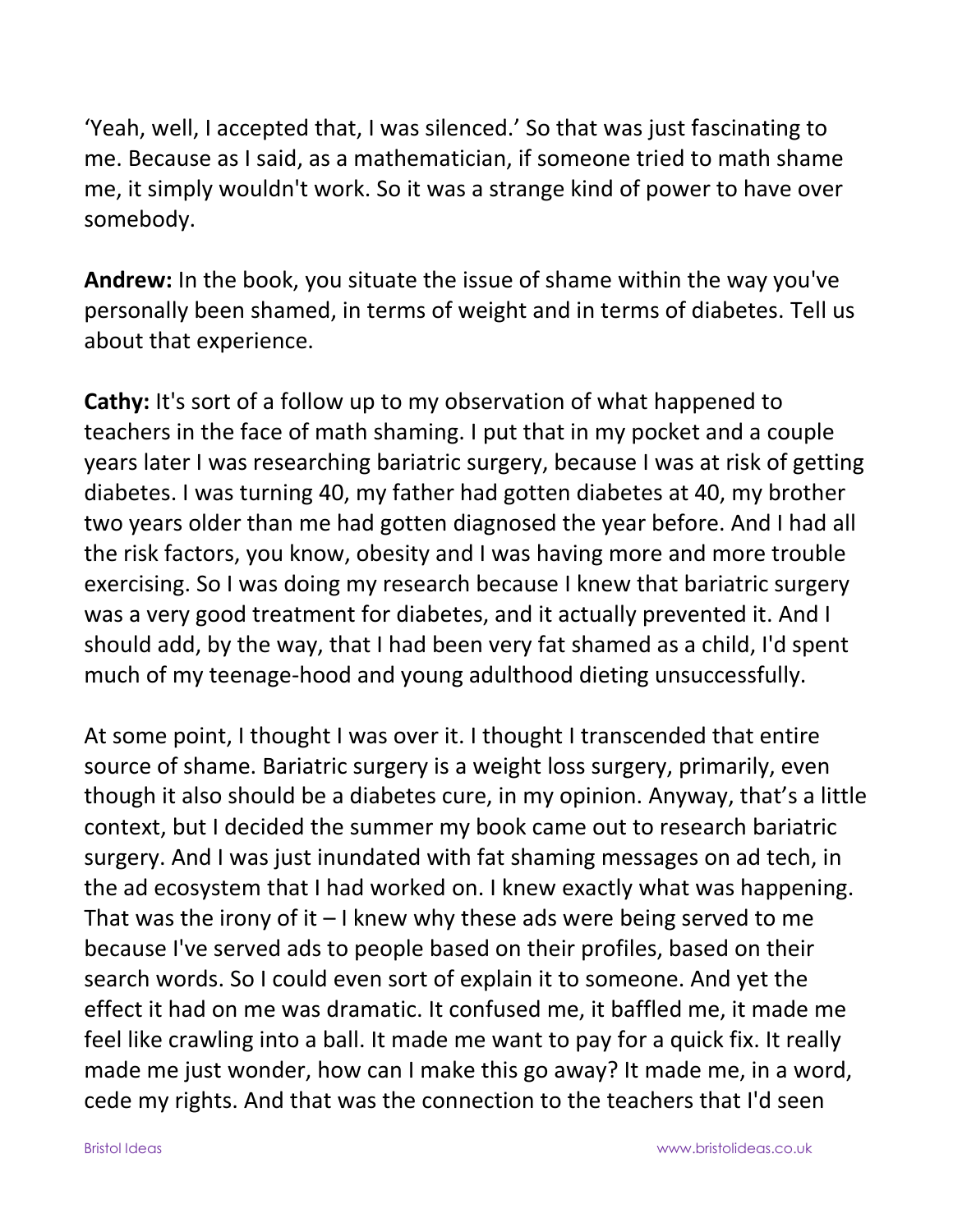'Yeah, well, I accepted that, I was silenced.' So that was just fascinating to me. Because as I said, as a mathematician, if someone tried to math shame me, it simply wouldn't work. So it was a strange kind of power to have over somebody.

**Andrew:** In the book, you situate the issue of shame within the way you've personally been shamed, in terms of weight and in terms of diabetes. Tell us about that experience.

**Cathy:** It's sort of a follow up to my observation of what happened to teachers in the face of math shaming. I put that in my pocket and a couple years later I was researching bariatric surgery, because I was at risk of getting diabetes. I was turning 40, my father had gotten diabetes at 40, my brother two years older than me had gotten diagnosed the year before. And I had all the risk factors, you know, obesity and I was having more and more trouble exercising. So I was doing my research because I knew that bariatric surgery was a very good treatment for diabetes, and it actually prevented it. And I should add, by the way, that I had been very fat shamed as a child, I'd spent much of my teenage-hood and young adulthood dieting unsuccessfully.

At some point, I thought I was over it. I thought I transcended that entire source of shame. Bariatric surgery is a weight loss surgery, primarily, even though it also should be a diabetes cure, in my opinion. Anyway, that's a little context, but I decided the summer my book came out to research bariatric surgery. And I was just inundated with fat shaming messages on ad tech, in the ad ecosystem that I had worked on. I knew exactly what was happening. That was the irony of it – I knew why these ads were being served to me because I've served ads to people based on their profiles, based on their search words. So I could even sort of explain it to someone. And yet the effect it had on me was dramatic. It confused me, it baffled me, it made me feel like crawling into a ball. It made me want to pay for a quick fix. It really made me just wonder, how can I make this go away? It made me, in a word, cede my rights. And that was the connection to the teachers that I'd seen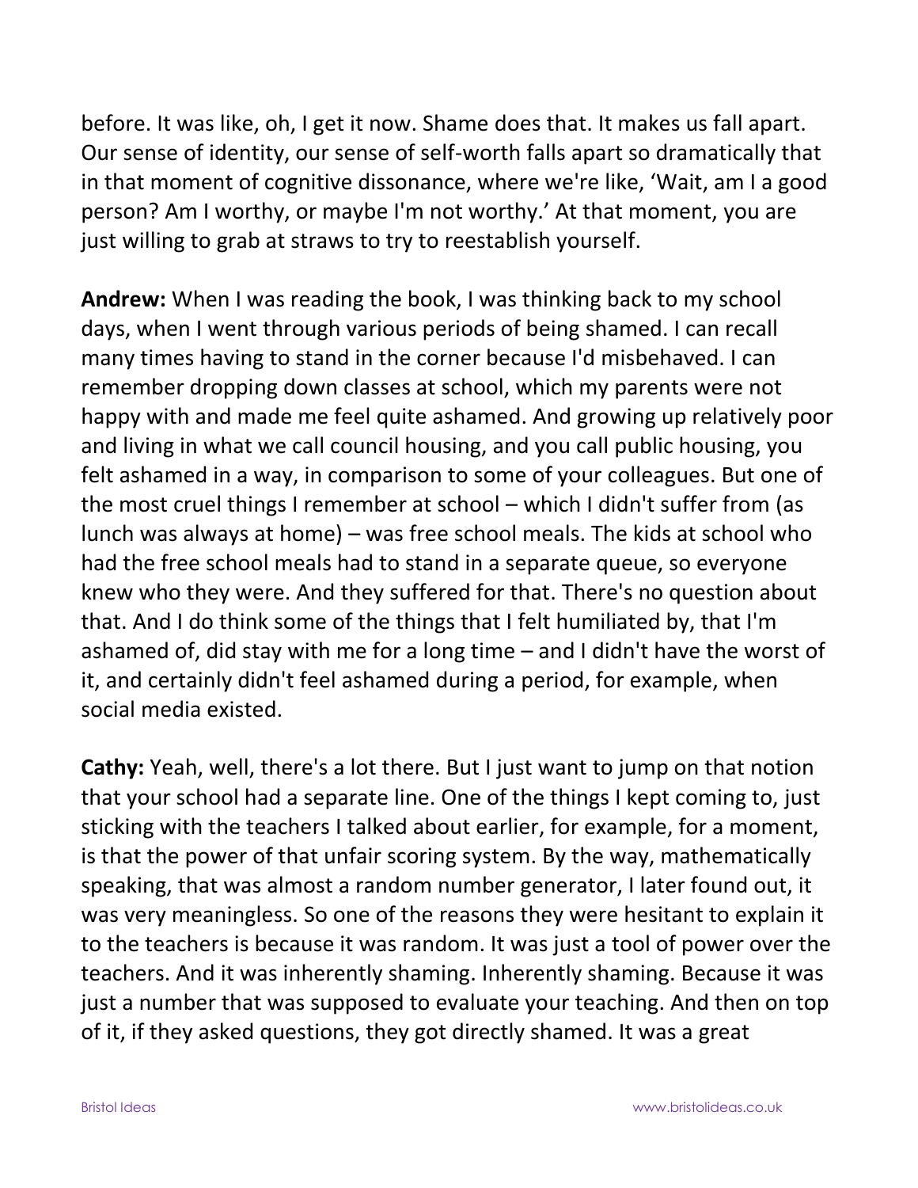before. It was like, oh, I get it now. Shame does that. It makes us fall apart. Our sense of identity, our sense of self-worth falls apart so dramatically that in that moment of cognitive dissonance, where we're like, 'Wait, am I a good person? Am I worthy, or maybe I'm not worthy.' At that moment, you are just willing to grab at straws to try to reestablish yourself.

**Andrew:** When I was reading the book, I was thinking back to my school days, when I went through various periods of being shamed. I can recall many times having to stand in the corner because I'd misbehaved. I can remember dropping down classes at school, which my parents were not happy with and made me feel quite ashamed. And growing up relatively poor and living in what we call council housing, and you call public housing, you felt ashamed in a way, in comparison to some of your colleagues. But one of the most cruel things I remember at school – which I didn't suffer from (as lunch was always at home) – was free school meals. The kids at school who had the free school meals had to stand in a separate queue, so everyone knew who they were. And they suffered for that. There's no question about that. And I do think some of the things that I felt humiliated by, that I'm ashamed of, did stay with me for a long time – and I didn't have the worst of it, and certainly didn't feel ashamed during a period, for example, when social media existed.

**Cathy:** Yeah, well, there's a lot there. But I just want to jump on that notion that your school had a separate line. One of the things I kept coming to, just sticking with the teachers I talked about earlier, for example, for a moment, is that the power of that unfair scoring system. By the way, mathematically speaking, that was almost a random number generator, I later found out, it was very meaningless. So one of the reasons they were hesitant to explain it to the teachers is because it was random. It was just a tool of power over the teachers. And it was inherently shaming. Inherently shaming. Because it was just a number that was supposed to evaluate your teaching. And then on top of it, if they asked questions, they got directly shamed. It was a great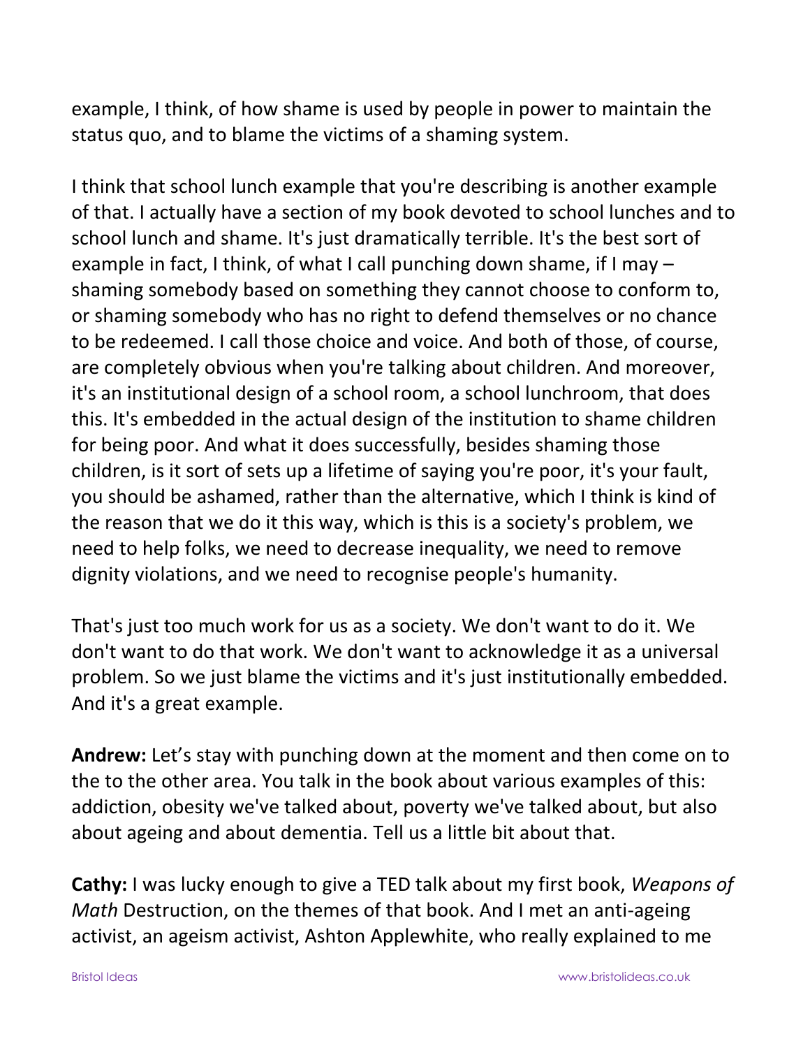example, I think, of how shame is used by people in power to maintain the status quo, and to blame the victims of a shaming system.

I think that school lunch example that you're describing is another example of that. I actually have a section of my book devoted to school lunches and to school lunch and shame. It's just dramatically terrible. It's the best sort of example in fact, I think, of what I call punching down shame, if I may – shaming somebody based on something they cannot choose to conform to, or shaming somebody who has no right to defend themselves or no chance to be redeemed. I call those choice and voice. And both of those, of course, are completely obvious when you're talking about children. And moreover, it's an institutional design of a school room, a school lunchroom, that does this. It's embedded in the actual design of the institution to shame children for being poor. And what it does successfully, besides shaming those children, is it sort of sets up a lifetime of saying you're poor, it's your fault, you should be ashamed, rather than the alternative, which I think is kind of the reason that we do it this way, which is this is a society's problem, we need to help folks, we need to decrease inequality, we need to remove dignity violations, and we need to recognise people's humanity.

That's just too much work for us as a society. We don't want to do it. We don't want to do that work. We don't want to acknowledge it as a universal problem. So we just blame the victims and it's just institutionally embedded. And it's a great example.

**Andrew:** Let's stay with punching down at the moment and then come on to the to the other area. You talk in the book about various examples of this: addiction, obesity we've talked about, poverty we've talked about, but also about ageing and about dementia. Tell us a little bit about that.

**Cathy:** I was lucky enough to give a TED talk about my first book, *Weapons of Math* Destruction, on the themes of that book. And I met an anti-ageing activist, an ageism activist, Ashton Applewhite, who really explained to me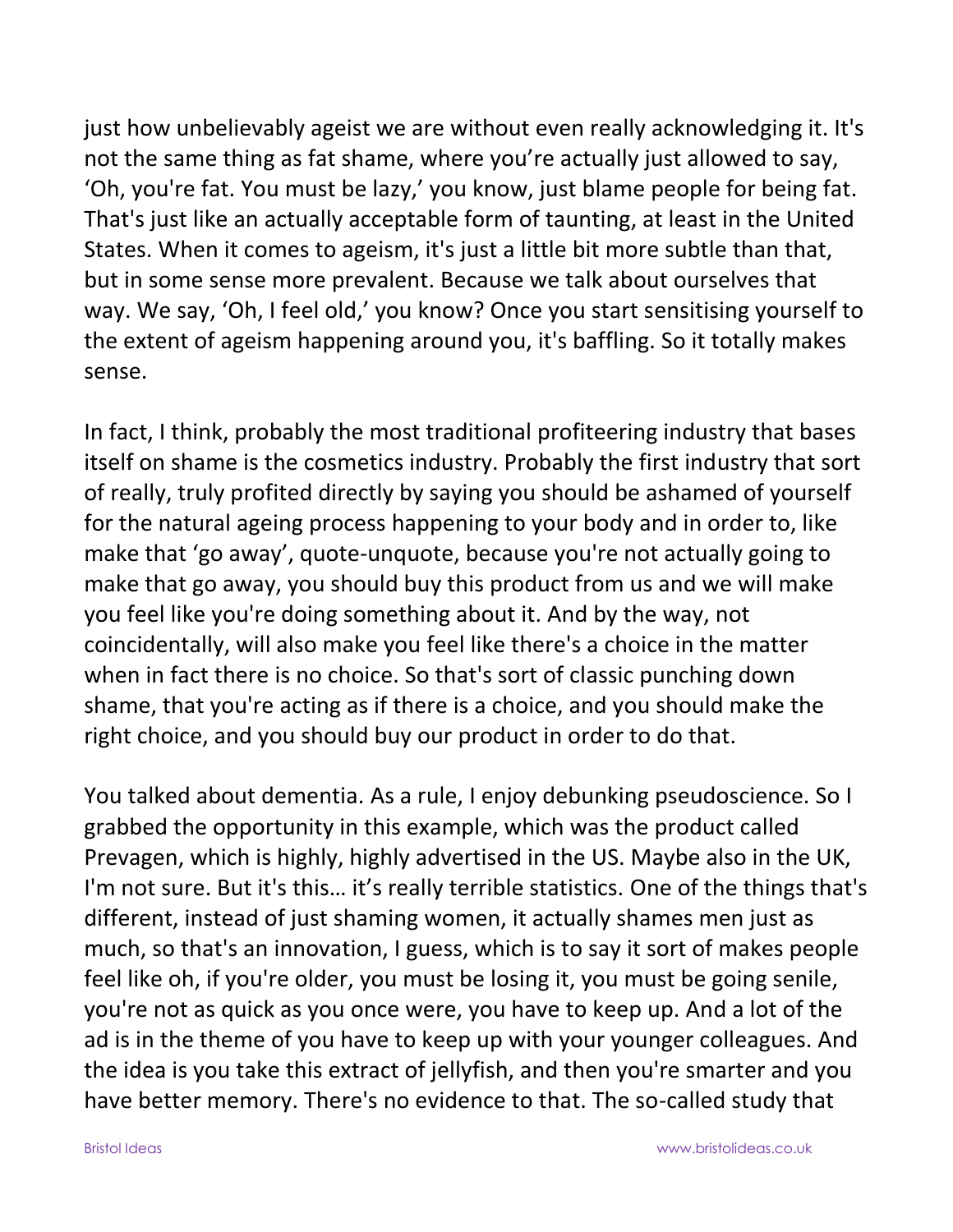just how unbelievably ageist we are without even really acknowledging it. It's not the same thing as fat shame, where you're actually just allowed to say, 'Oh, you're fat. You must be lazy,' you know, just blame people for being fat. That's just like an actually acceptable form of taunting, at least in the United States. When it comes to ageism, it's just a little bit more subtle than that, but in some sense more prevalent. Because we talk about ourselves that way. We say, 'Oh, I feel old,' you know? Once you start sensitising yourself to the extent of ageism happening around you, it's baffling. So it totally makes sense.

In fact, I think, probably the most traditional profiteering industry that bases itself on shame is the cosmetics industry. Probably the first industry that sort of really, truly profited directly by saying you should be ashamed of yourself for the natural ageing process happening to your body and in order to, like make that 'go away', quote-unquote, because you're not actually going to make that go away, you should buy this product from us and we will make you feel like you're doing something about it. And by the way, not coincidentally, will also make you feel like there's a choice in the matter when in fact there is no choice. So that's sort of classic punching down shame, that you're acting as if there is a choice, and you should make the right choice, and you should buy our product in order to do that.

You talked about dementia. As a rule, I enjoy debunking pseudoscience. So I grabbed the opportunity in this example, which was the product called Prevagen, which is highly, highly advertised in the US. Maybe also in the UK, I'm not sure. But it's this… it's really terrible statistics. One of the things that's different, instead of just shaming women, it actually shames men just as much, so that's an innovation, I guess, which is to say it sort of makes people feel like oh, if you're older, you must be losing it, you must be going senile, you're not as quick as you once were, you have to keep up. And a lot of the ad is in the theme of you have to keep up with your younger colleagues. And the idea is you take this extract of jellyfish, and then you're smarter and you have better memory. There's no evidence to that. The so-called study that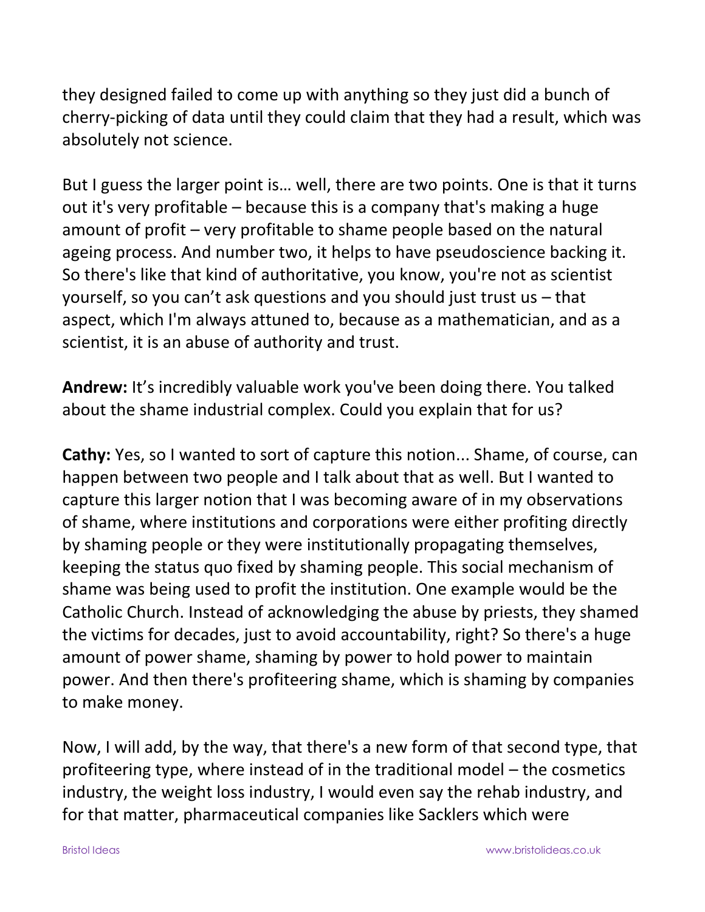they designed failed to come up with anything so they just did a bunch of cherry-picking of data until they could claim that they had a result, which was absolutely not science.

But I guess the larger point is… well, there are two points. One is that it turns out it's very profitable – because this is a company that's making a huge amount of profit – very profitable to shame people based on the natural ageing process. And number two, it helps to have pseudoscience backing it. So there's like that kind of authoritative, you know, you're not as scientist yourself, so you can't ask questions and you should just trust us – that aspect, which I'm always attuned to, because as a mathematician, and as a scientist, it is an abuse of authority and trust.

**Andrew:** It's incredibly valuable work you've been doing there. You talked about the shame industrial complex. Could you explain that for us?

**Cathy:** Yes, so I wanted to sort of capture this notion... Shame, of course, can happen between two people and I talk about that as well. But I wanted to capture this larger notion that I was becoming aware of in my observations of shame, where institutions and corporations were either profiting directly by shaming people or they were institutionally propagating themselves, keeping the status quo fixed by shaming people. This social mechanism of shame was being used to profit the institution. One example would be the Catholic Church. Instead of acknowledging the abuse by priests, they shamed the victims for decades, just to avoid accountability, right? So there's a huge amount of power shame, shaming by power to hold power to maintain power. And then there's profiteering shame, which is shaming by companies to make money.

Now, I will add, by the way, that there's a new form of that second type, that profiteering type, where instead of in the traditional model – the cosmetics industry, the weight loss industry, I would even say the rehab industry, and for that matter, pharmaceutical companies like Sacklers which were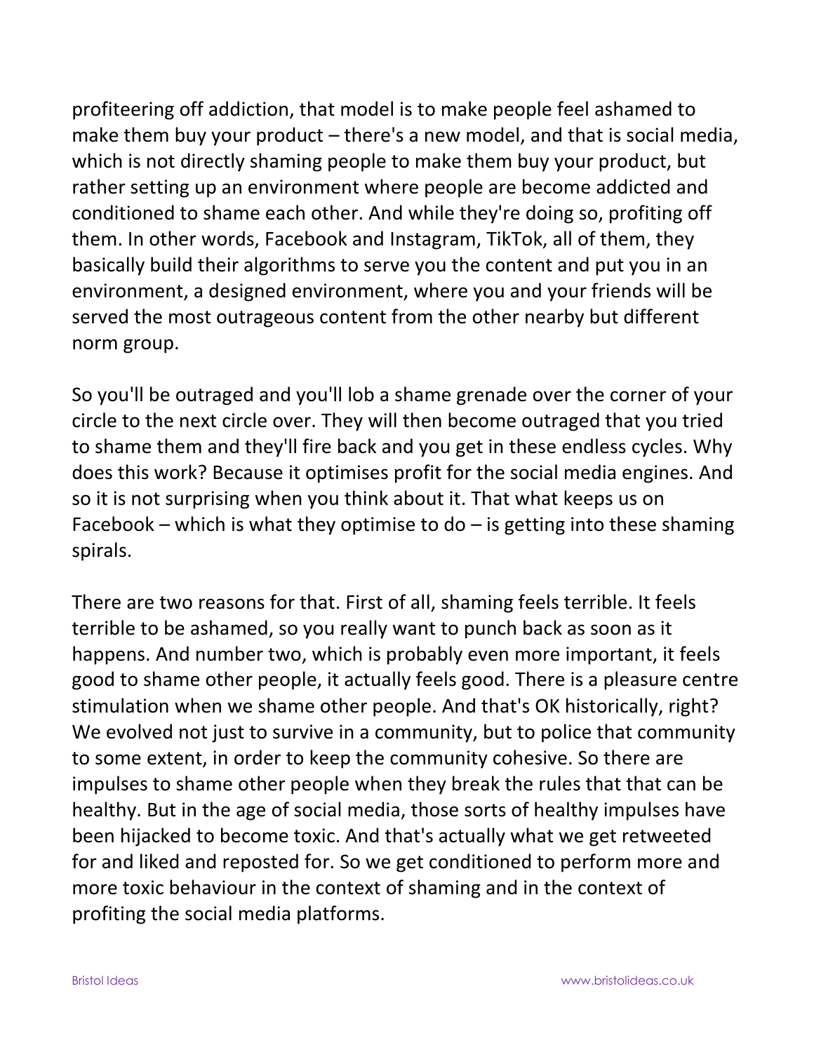profiteering off addiction, that model is to make people feel ashamed to make them buy your product – there's a new model, and that is social media, which is not directly shaming people to make them buy your product, but rather setting up an environment where people are become addicted and conditioned to shame each other. And while they're doing so, profiting off them. In other words, Facebook and Instagram, TikTok, all of them, they basically build their algorithms to serve you the content and put you in an environment, a designed environment, where you and your friends will be served the most outrageous content from the other nearby but different norm group.

So you'll be outraged and you'll lob a shame grenade over the corner of your circle to the next circle over. They will then become outraged that you tried to shame them and they'll fire back and you get in these endless cycles. Why does this work? Because it optimises profit for the social media engines. And so it is not surprising when you think about it. That what keeps us on Facebook – which is what they optimise to do – is getting into these shaming spirals.

There are two reasons for that. First of all, shaming feels terrible. It feels terrible to be ashamed, so you really want to punch back as soon as it happens. And number two, which is probably even more important, it feels good to shame other people, it actually feels good. There is a pleasure centre stimulation when we shame other people. And that's OK historically, right? We evolved not just to survive in a community, but to police that community to some extent, in order to keep the community cohesive. So there are impulses to shame other people when they break the rules that that can be healthy. But in the age of social media, those sorts of healthy impulses have been hijacked to become toxic. And that's actually what we get retweeted for and liked and reposted for. So we get conditioned to perform more and more toxic behaviour in the context of shaming and in the context of profiting the social media platforms.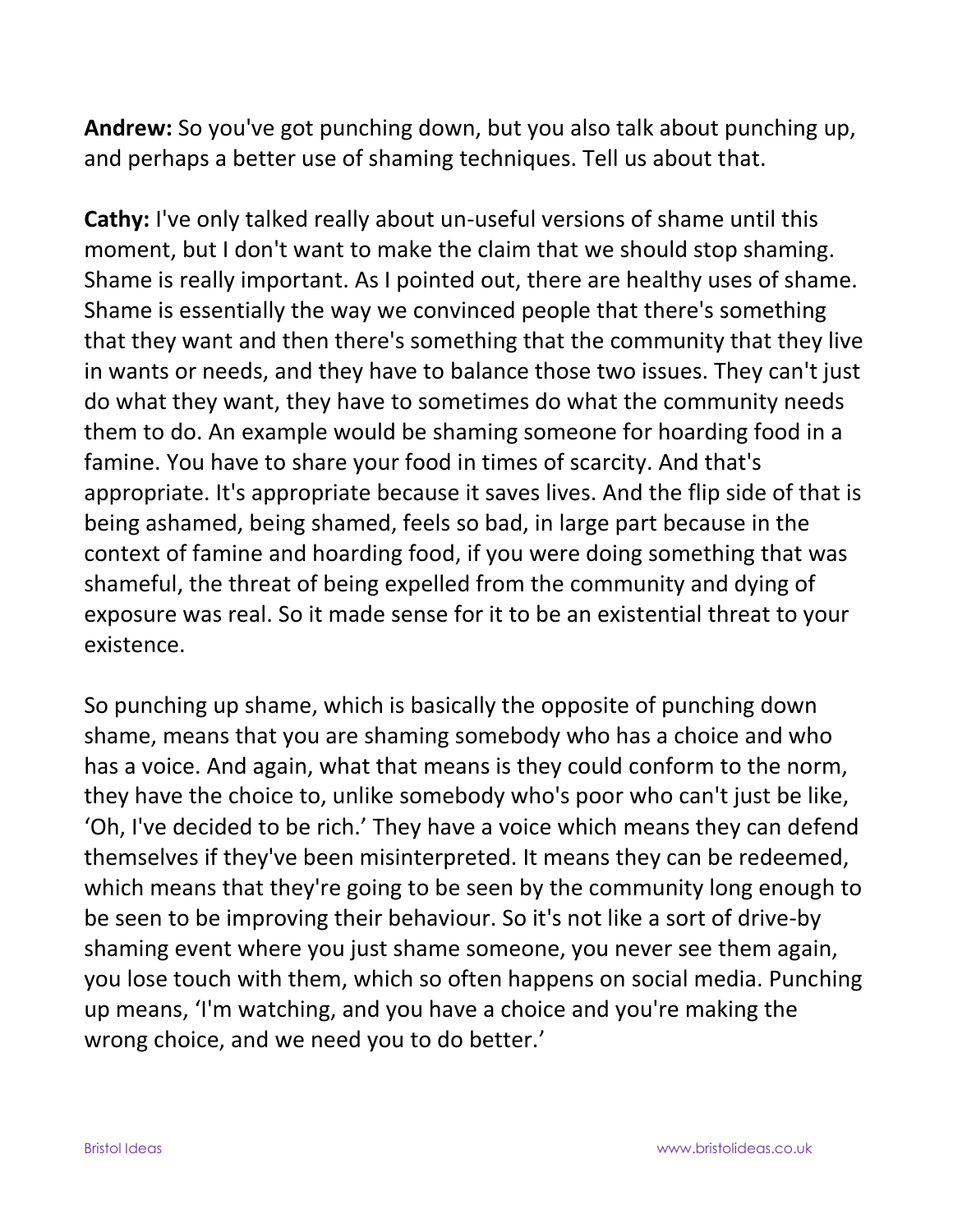**Andrew:** So you've got punching down, but you also talk about punching up, and perhaps a better use of shaming techniques. Tell us about that.

**Cathy:** I've only talked really about un-useful versions of shame until this moment, but I don't want to make the claim that we should stop shaming. Shame is really important. As I pointed out, there are healthy uses of shame. Shame is essentially the way we convinced people that there's something that they want and then there's something that the community that they live in wants or needs, and they have to balance those two issues. They can't just do what they want, they have to sometimes do what the community needs them to do. An example would be shaming someone for hoarding food in a famine. You have to share your food in times of scarcity. And that's appropriate. It's appropriate because it saves lives. And the flip side of that is being ashamed, being shamed, feels so bad, in large part because in the context of famine and hoarding food, if you were doing something that was shameful, the threat of being expelled from the community and dying of exposure was real. So it made sense for it to be an existential threat to your existence.

So punching up shame, which is basically the opposite of punching down shame, means that you are shaming somebody who has a choice and who has a voice. And again, what that means is they could conform to the norm, they have the choice to, unlike somebody who's poor who can't just be like, 'Oh, I've decided to be rich.' They have a voice which means they can defend themselves if they've been misinterpreted. It means they can be redeemed, which means that they're going to be seen by the community long enough to be seen to be improving their behaviour. So it's not like a sort of drive-by shaming event where you just shame someone, you never see them again, you lose touch with them, which so often happens on social media. Punching up means, 'I'm watching, and you have a choice and you're making the wrong choice, and we need you to do better.'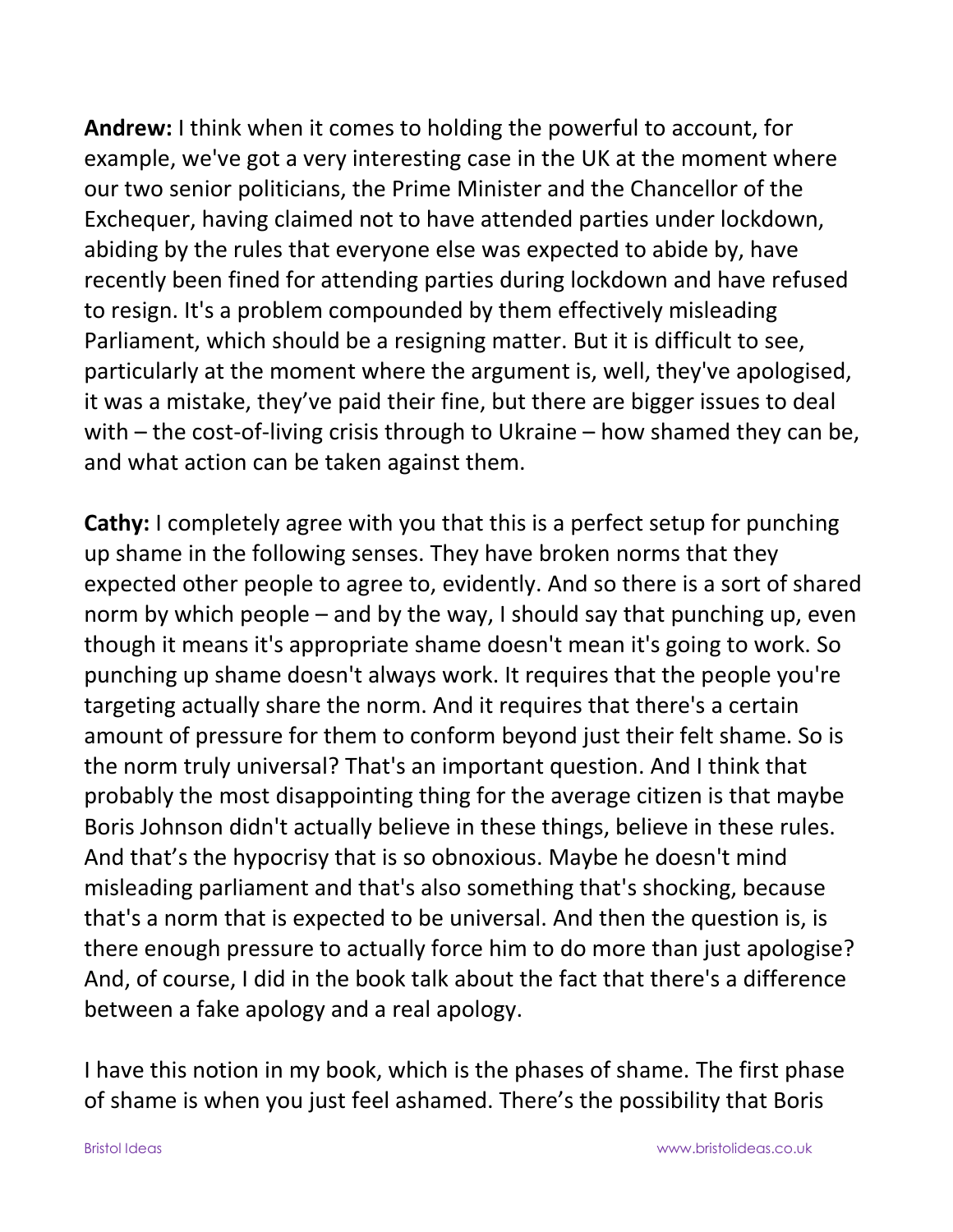**Andrew:** I think when it comes to holding the powerful to account, for example, we've got a very interesting case in the UK at the moment where our two senior politicians, the Prime Minister and the Chancellor of the Exchequer, having claimed not to have attended parties under lockdown, abiding by the rules that everyone else was expected to abide by, have recently been fined for attending parties during lockdown and have refused to resign. It's a problem compounded by them effectively misleading Parliament, which should be a resigning matter. But it is difficult to see, particularly at the moment where the argument is, well, they've apologised, it was a mistake, they've paid their fine, but there are bigger issues to deal with – the cost-of-living crisis through to Ukraine – how shamed they can be, and what action can be taken against them.

**Cathy:** I completely agree with you that this is a perfect setup for punching up shame in the following senses. They have broken norms that they expected other people to agree to, evidently. And so there is a sort of shared norm by which people – and by the way, I should say that punching up, even though it means it's appropriate shame doesn't mean it's going to work. So punching up shame doesn't always work. It requires that the people you're targeting actually share the norm. And it requires that there's a certain amount of pressure for them to conform beyond just their felt shame. So is the norm truly universal? That's an important question. And I think that probably the most disappointing thing for the average citizen is that maybe Boris Johnson didn't actually believe in these things, believe in these rules. And that's the hypocrisy that is so obnoxious. Maybe he doesn't mind misleading parliament and that's also something that's shocking, because that's a norm that is expected to be universal. And then the question is, is there enough pressure to actually force him to do more than just apologise? And, of course, I did in the book talk about the fact that there's a difference between a fake apology and a real apology.

I have this notion in my book, which is the phases of shame. The first phase of shame is when you just feel ashamed. There's the possibility that Boris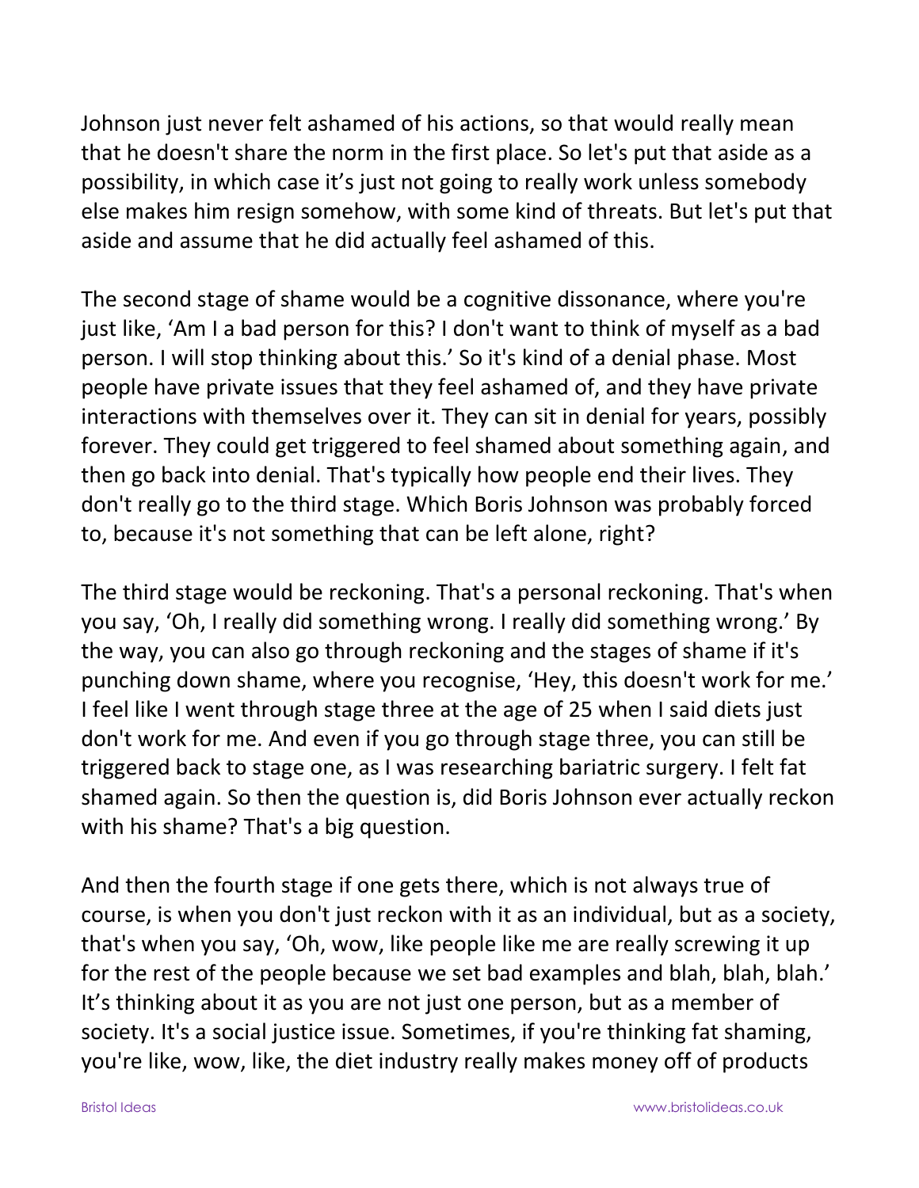Johnson just never felt ashamed of his actions, so that would really mean that he doesn't share the norm in the first place. So let's put that aside as a possibility, in which case it's just not going to really work unless somebody else makes him resign somehow, with some kind of threats. But let's put that aside and assume that he did actually feel ashamed of this.

The second stage of shame would be a cognitive dissonance, where you're just like, 'Am I a bad person for this? I don't want to think of myself as a bad person. I will stop thinking about this.' So it's kind of a denial phase. Most people have private issues that they feel ashamed of, and they have private interactions with themselves over it. They can sit in denial for years, possibly forever. They could get triggered to feel shamed about something again, and then go back into denial. That's typically how people end their lives. They don't really go to the third stage. Which Boris Johnson was probably forced to, because it's not something that can be left alone, right?

The third stage would be reckoning. That's a personal reckoning. That's when you say, 'Oh, I really did something wrong. I really did something wrong.' By the way, you can also go through reckoning and the stages of shame if it's punching down shame, where you recognise, 'Hey, this doesn't work for me.' I feel like I went through stage three at the age of 25 when I said diets just don't work for me. And even if you go through stage three, you can still be triggered back to stage one, as I was researching bariatric surgery. I felt fat shamed again. So then the question is, did Boris Johnson ever actually reckon with his shame? That's a big question.

And then the fourth stage if one gets there, which is not always true of course, is when you don't just reckon with it as an individual, but as a society, that's when you say, 'Oh, wow, like people like me are really screwing it up for the rest of the people because we set bad examples and blah, blah, blah.' It's thinking about it as you are not just one person, but as a member of society. It's a social justice issue. Sometimes, if you're thinking fat shaming, you're like, wow, like, the diet industry really makes money off of products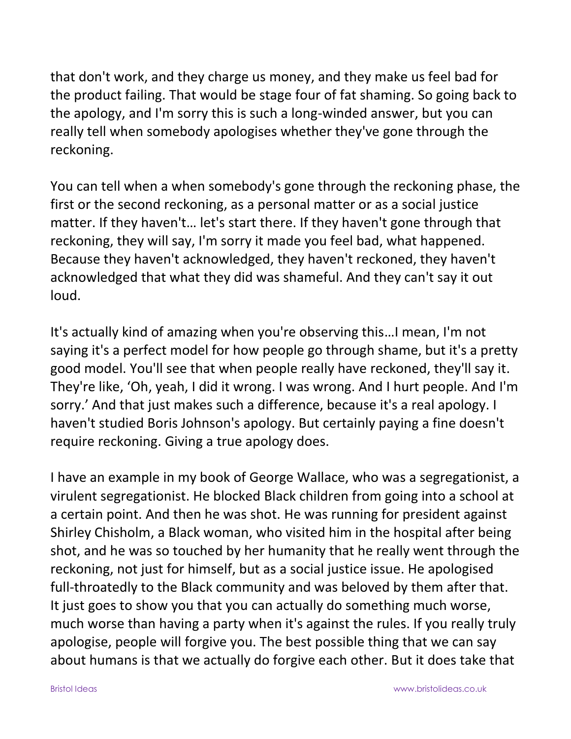that don't work, and they charge us money, and they make us feel bad for the product failing. That would be stage four of fat shaming. So going back to the apology, and I'm sorry this is such a long-winded answer, but you can really tell when somebody apologises whether they've gone through the reckoning.

You can tell when a when somebody's gone through the reckoning phase, the first or the second reckoning, as a personal matter or as a social justice matter. If they haven't… let's start there. If they haven't gone through that reckoning, they will say, I'm sorry it made you feel bad, what happened. Because they haven't acknowledged, they haven't reckoned, they haven't acknowledged that what they did was shameful. And they can't say it out loud.

It's actually kind of amazing when you're observing this…I mean, I'm not saying it's a perfect model for how people go through shame, but it's a pretty good model. You'll see that when people really have reckoned, they'll say it. They're like, 'Oh, yeah, I did it wrong. I was wrong. And I hurt people. And I'm sorry.' And that just makes such a difference, because it's a real apology. I haven't studied Boris Johnson's apology. But certainly paying a fine doesn't require reckoning. Giving a true apology does.

I have an example in my book of George Wallace, who was a segregationist, a virulent segregationist. He blocked Black children from going into a school at a certain point. And then he was shot. He was running for president against Shirley Chisholm, a Black woman, who visited him in the hospital after being shot, and he was so touched by her humanity that he really went through the reckoning, not just for himself, but as a social justice issue. He apologised full-throatedly to the Black community and was beloved by them after that. It just goes to show you that you can actually do something much worse, much worse than having a party when it's against the rules. If you really truly apologise, people will forgive you. The best possible thing that we can say about humans is that we actually do forgive each other. But it does take that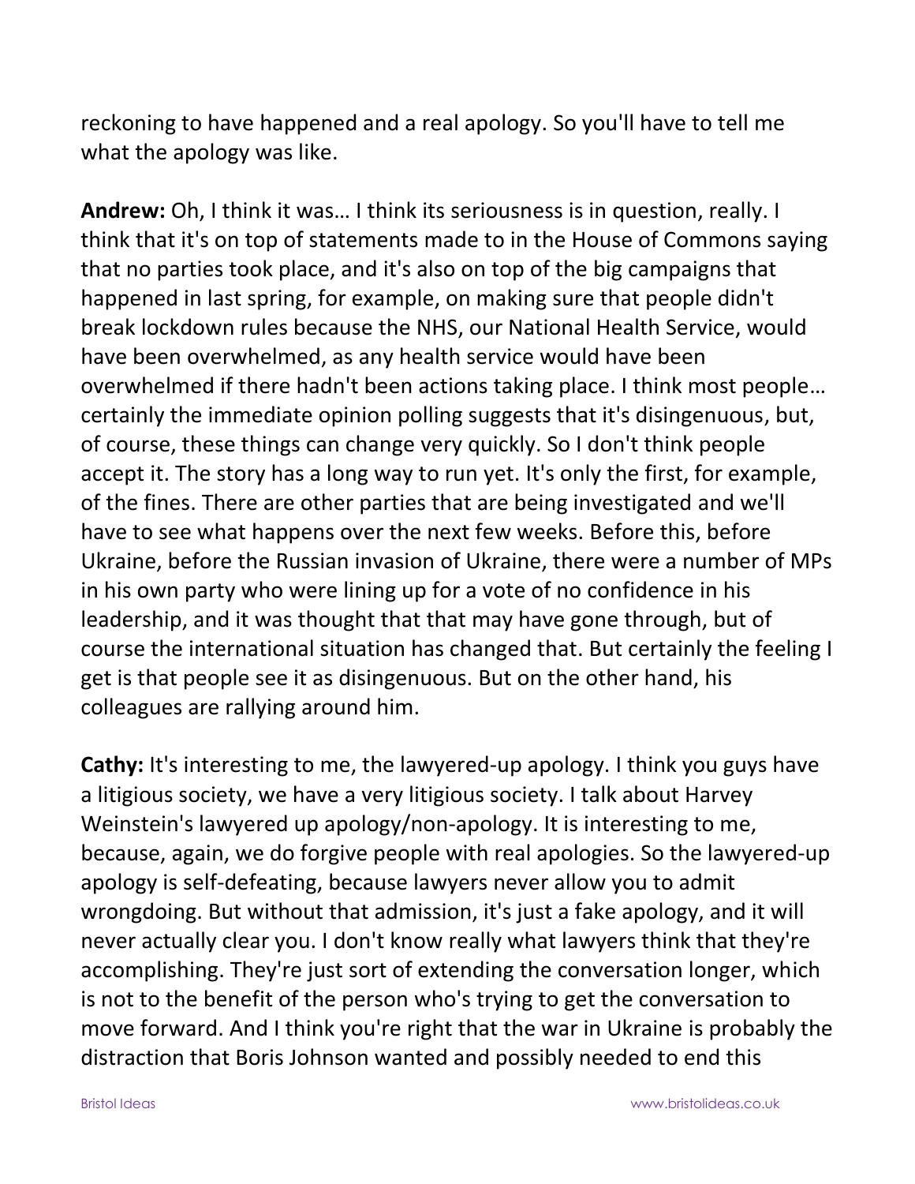reckoning to have happened and a real apology. So you'll have to tell me what the apology was like.

**Andrew:** Oh, I think it was… I think its seriousness is in question, really. I think that it's on top of statements made to in the House of Commons saying that no parties took place, and it's also on top of the big campaigns that happened in last spring, for example, on making sure that people didn't break lockdown rules because the NHS, our National Health Service, would have been overwhelmed, as any health service would have been overwhelmed if there hadn't been actions taking place. I think most people… certainly the immediate opinion polling suggests that it's disingenuous, but, of course, these things can change very quickly. So I don't think people accept it. The story has a long way to run yet. It's only the first, for example, of the fines. There are other parties that are being investigated and we'll have to see what happens over the next few weeks. Before this, before Ukraine, before the Russian invasion of Ukraine, there were a number of MPs in his own party who were lining up for a vote of no confidence in his leadership, and it was thought that that may have gone through, but of course the international situation has changed that. But certainly the feeling I get is that people see it as disingenuous. But on the other hand, his colleagues are rallying around him.

**Cathy:** It's interesting to me, the lawyered-up apology. I think you guys have a litigious society, we have a very litigious society. I talk about Harvey Weinstein's lawyered up apology/non-apology. It is interesting to me, because, again, we do forgive people with real apologies. So the lawyered-up apology is self-defeating, because lawyers never allow you to admit wrongdoing. But without that admission, it's just a fake apology, and it will never actually clear you. I don't know really what lawyers think that they're accomplishing. They're just sort of extending the conversation longer, which is not to the benefit of the person who's trying to get the conversation to move forward. And I think you're right that the war in Ukraine is probably the distraction that Boris Johnson wanted and possibly needed to end this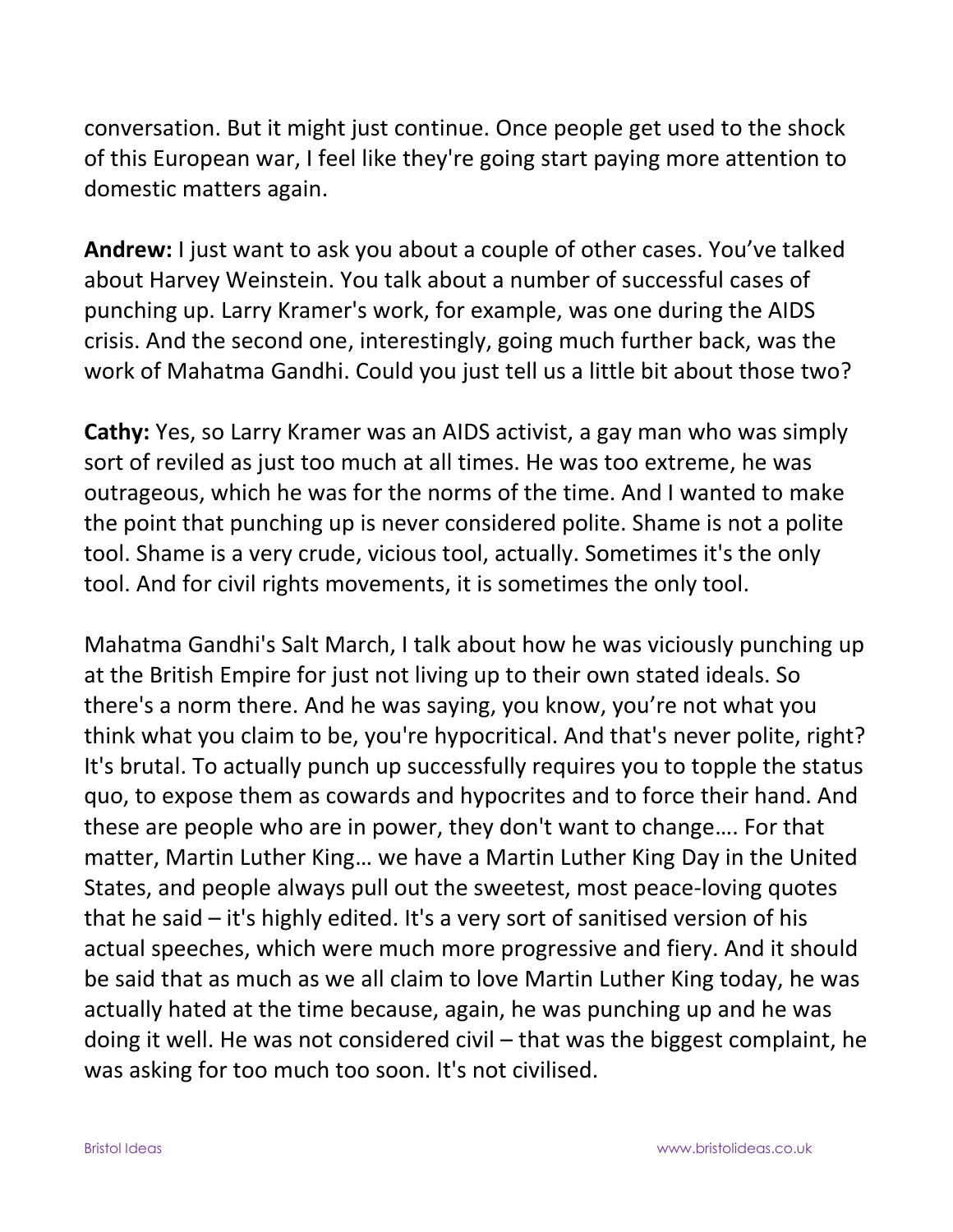conversation. But it might just continue. Once people get used to the shock of this European war, I feel like they're going start paying more attention to domestic matters again.

**Andrew:** I just want to ask you about a couple of other cases. You've talked about Harvey Weinstein. You talk about a number of successful cases of punching up. Larry Kramer's work, for example, was one during the AIDS crisis. And the second one, interestingly, going much further back, was the work of Mahatma Gandhi. Could you just tell us a little bit about those two?

**Cathy:** Yes, so Larry Kramer was an AIDS activist, a gay man who was simply sort of reviled as just too much at all times. He was too extreme, he was outrageous, which he was for the norms of the time. And I wanted to make the point that punching up is never considered polite. Shame is not a polite tool. Shame is a very crude, vicious tool, actually. Sometimes it's the only tool. And for civil rights movements, it is sometimes the only tool.

Mahatma Gandhi's Salt March, I talk about how he was viciously punching up at the British Empire for just not living up to their own stated ideals. So there's a norm there. And he was saying, you know, you're not what you think what you claim to be, you're hypocritical. And that's never polite, right? It's brutal. To actually punch up successfully requires you to topple the status quo, to expose them as cowards and hypocrites and to force their hand. And these are people who are in power, they don't want to change…. For that matter, Martin Luther King… we have a Martin Luther King Day in the United States, and people always pull out the sweetest, most peace-loving quotes that he said – it's highly edited. It's a very sort of sanitised version of his actual speeches, which were much more progressive and fiery. And it should be said that as much as we all claim to love Martin Luther King today, he was actually hated at the time because, again, he was punching up and he was doing it well. He was not considered civil – that was the biggest complaint, he was asking for too much too soon. It's not civilised.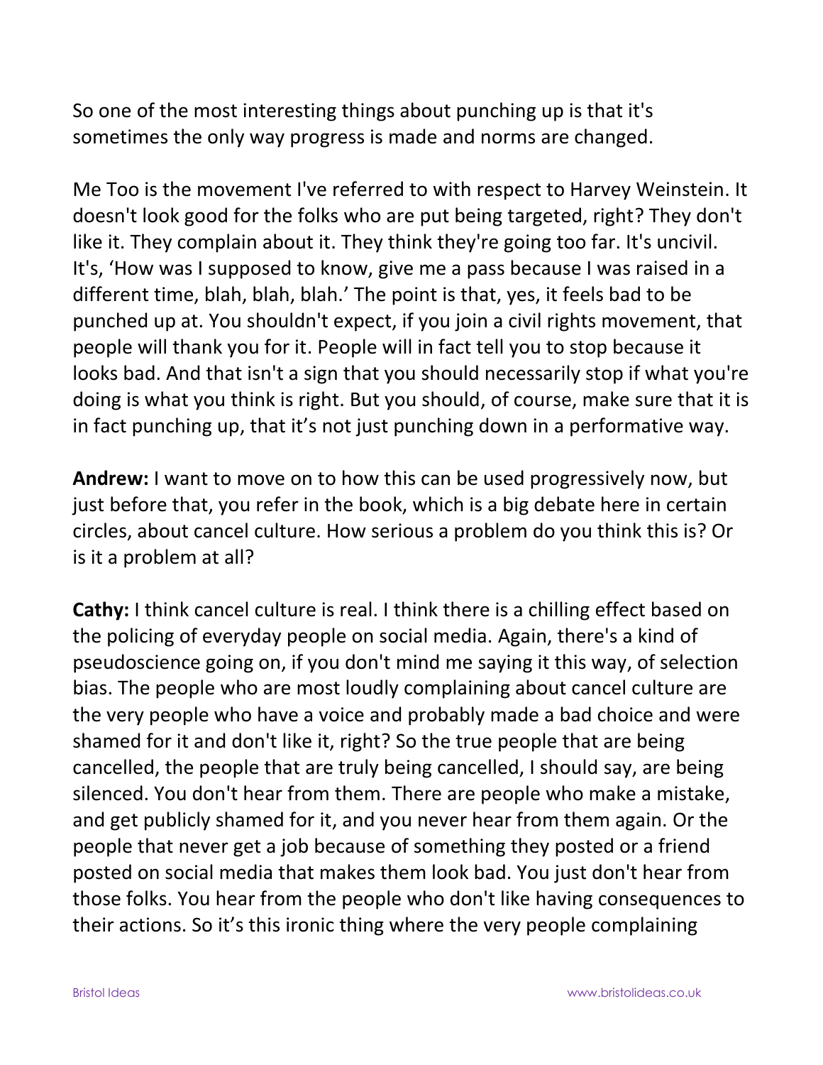So one of the most interesting things about punching up is that it's sometimes the only way progress is made and norms are changed.

Me Too is the movement I've referred to with respect to Harvey Weinstein. It doesn't look good for the folks who are put being targeted, right? They don't like it. They complain about it. They think they're going too far. It's uncivil. It's, 'How was I supposed to know, give me a pass because I was raised in a different time, blah, blah, blah.' The point is that, yes, it feels bad to be punched up at. You shouldn't expect, if you join a civil rights movement, that people will thank you for it. People will in fact tell you to stop because it looks bad. And that isn't a sign that you should necessarily stop if what you're doing is what you think is right. But you should, of course, make sure that it is in fact punching up, that it's not just punching down in a performative way.

**Andrew:** I want to move on to how this can be used progressively now, but just before that, you refer in the book, which is a big debate here in certain circles, about cancel culture. How serious a problem do you think this is? Or is it a problem at all?

**Cathy:** I think cancel culture is real. I think there is a chilling effect based on the policing of everyday people on social media. Again, there's a kind of pseudoscience going on, if you don't mind me saying it this way, of selection bias. The people who are most loudly complaining about cancel culture are the very people who have a voice and probably made a bad choice and were shamed for it and don't like it, right? So the true people that are being cancelled, the people that are truly being cancelled, I should say, are being silenced. You don't hear from them. There are people who make a mistake, and get publicly shamed for it, and you never hear from them again. Or the people that never get a job because of something they posted or a friend posted on social media that makes them look bad. You just don't hear from those folks. You hear from the people who don't like having consequences to their actions. So it's this ironic thing where the very people complaining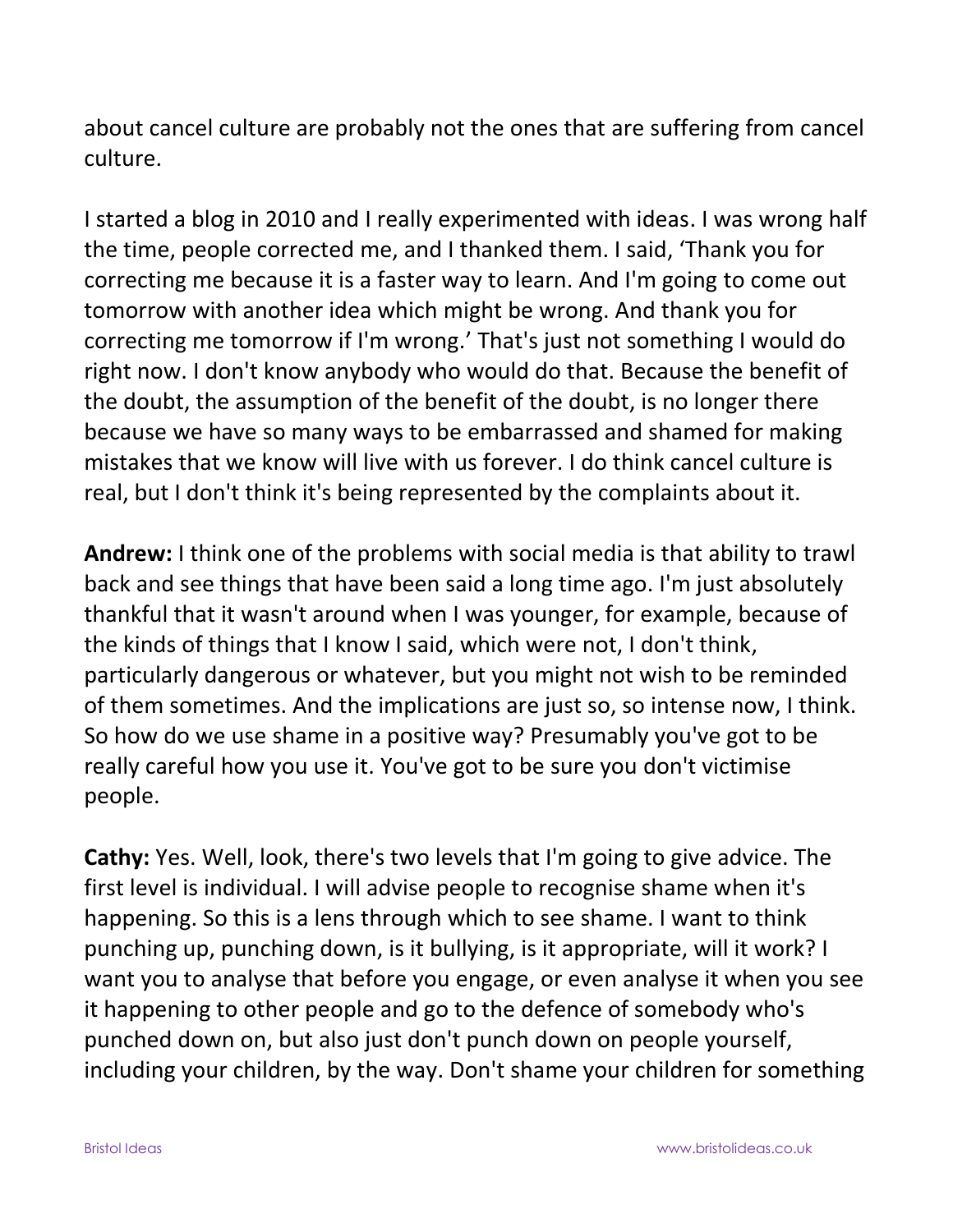about cancel culture are probably not the ones that are suffering from cancel culture.

I started a blog in 2010 and I really experimented with ideas. I was wrong half the time, people corrected me, and I thanked them. I said, 'Thank you for correcting me because it is a faster way to learn. And I'm going to come out tomorrow with another idea which might be wrong. And thank you for correcting me tomorrow if I'm wrong.' That's just not something I would do right now. I don't know anybody who would do that. Because the benefit of the doubt, the assumption of the benefit of the doubt, is no longer there because we have so many ways to be embarrassed and shamed for making mistakes that we know will live with us forever. I do think cancel culture is real, but I don't think it's being represented by the complaints about it.

**Andrew:** I think one of the problems with social media is that ability to trawl back and see things that have been said a long time ago. I'm just absolutely thankful that it wasn't around when I was younger, for example, because of the kinds of things that I know I said, which were not, I don't think, particularly dangerous or whatever, but you might not wish to be reminded of them sometimes. And the implications are just so, so intense now, I think. So how do we use shame in a positive way? Presumably you've got to be really careful how you use it. You've got to be sure you don't victimise people.

**Cathy:** Yes. Well, look, there's two levels that I'm going to give advice. The first level is individual. I will advise people to recognise shame when it's happening. So this is a lens through which to see shame. I want to think punching up, punching down, is it bullying, is it appropriate, will it work? I want you to analyse that before you engage, or even analyse it when you see it happening to other people and go to the defence of somebody who's punched down on, but also just don't punch down on people yourself, including your children, by the way. Don't shame your children for something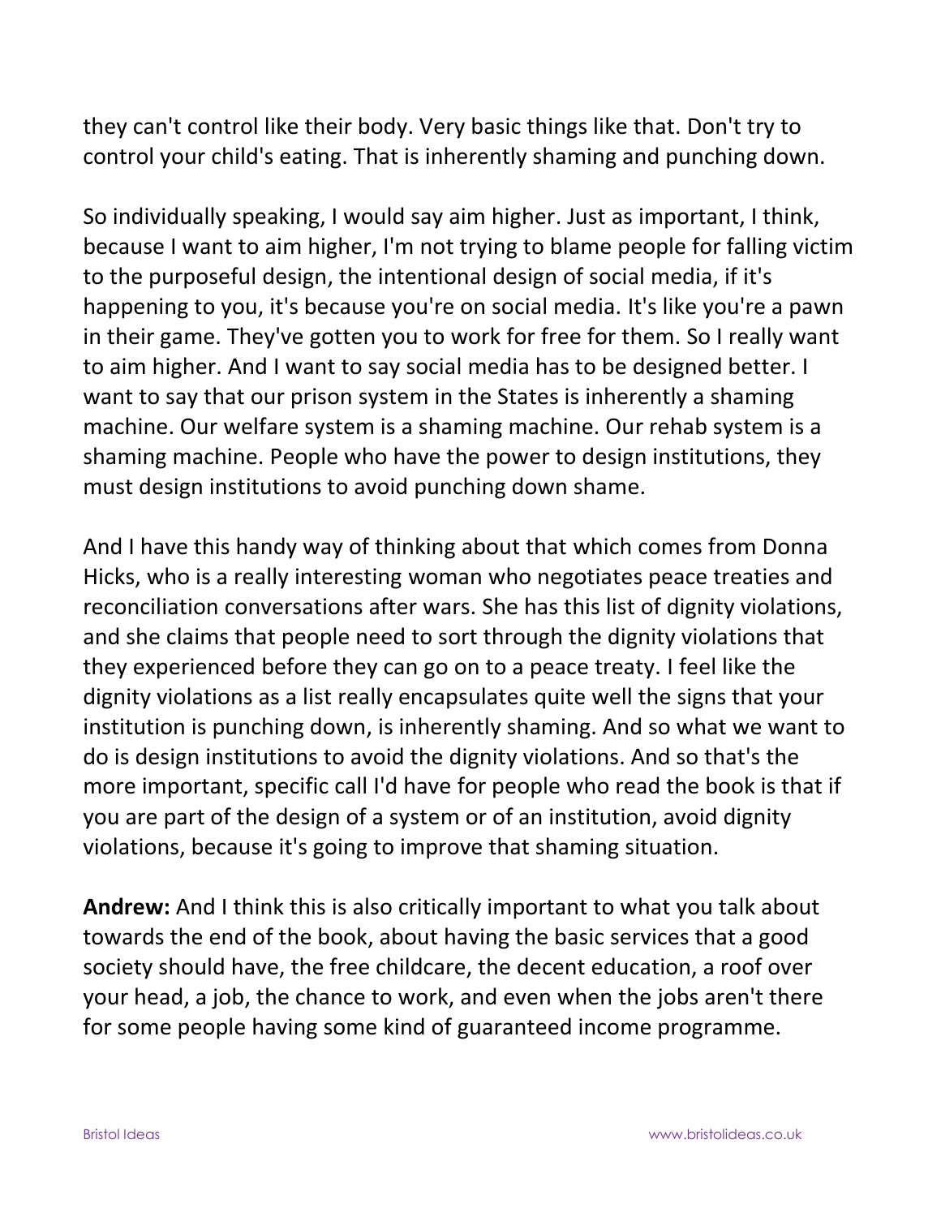they can't control like their body. Very basic things like that. Don't try to control your child's eating. That is inherently shaming and punching down.

So individually speaking, I would say aim higher. Just as important, I think, because I want to aim higher, I'm not trying to blame people for falling victim to the purposeful design, the intentional design of social media, if it's happening to you, it's because you're on social media. It's like you're a pawn in their game. They've gotten you to work for free for them. So I really want to aim higher. And I want to say social media has to be designed better. I want to say that our prison system in the States is inherently a shaming machine. Our welfare system is a shaming machine. Our rehab system is a shaming machine. People who have the power to design institutions, they must design institutions to avoid punching down shame.

And I have this handy way of thinking about that which comes from Donna Hicks, who is a really interesting woman who negotiates peace treaties and reconciliation conversations after wars. She has this list of dignity violations, and she claims that people need to sort through the dignity violations that they experienced before they can go on to a peace treaty. I feel like the dignity violations as a list really encapsulates quite well the signs that your institution is punching down, is inherently shaming. And so what we want to do is design institutions to avoid the dignity violations. And so that's the more important, specific call I'd have for people who read the book is that if you are part of the design of a system or of an institution, avoid dignity violations, because it's going to improve that shaming situation.

**Andrew:** And I think this is also critically important to what you talk about towards the end of the book, about having the basic services that a good society should have, the free childcare, the decent education, a roof over your head, a job, the chance to work, and even when the jobs aren't there for some people having some kind of guaranteed income programme.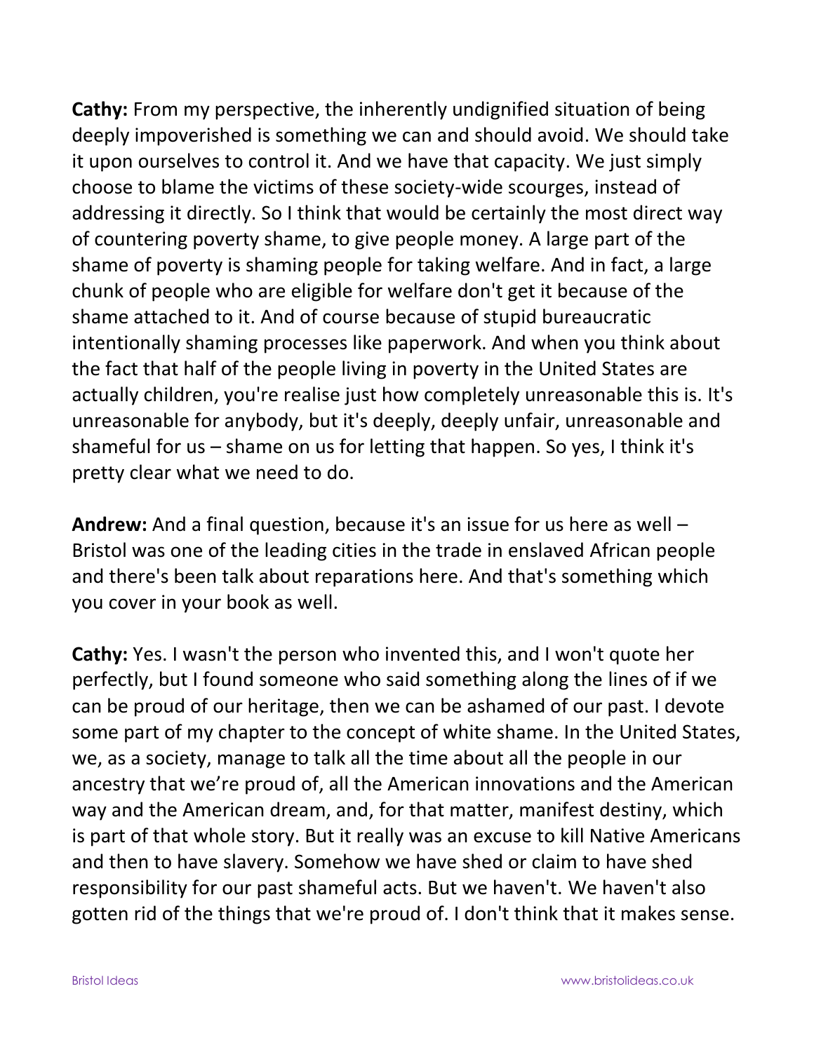**Cathy:** From my perspective, the inherently undignified situation of being deeply impoverished is something we can and should avoid. We should take it upon ourselves to control it. And we have that capacity. We just simply choose to blame the victims of these society-wide scourges, instead of addressing it directly. So I think that would be certainly the most direct way of countering poverty shame, to give people money. A large part of the shame of poverty is shaming people for taking welfare. And in fact, a large chunk of people who are eligible for welfare don't get it because of the shame attached to it. And of course because of stupid bureaucratic intentionally shaming processes like paperwork. And when you think about the fact that half of the people living in poverty in the United States are actually children, you're realise just how completely unreasonable this is. It's unreasonable for anybody, but it's deeply, deeply unfair, unreasonable and shameful for us – shame on us for letting that happen. So yes, I think it's pretty clear what we need to do.

**Andrew:** And a final question, because it's an issue for us here as well – Bristol was one of the leading cities in the trade in enslaved African people and there's been talk about reparations here. And that's something which you cover in your book as well.

**Cathy:** Yes. I wasn't the person who invented this, and I won't quote her perfectly, but I found someone who said something along the lines of if we can be proud of our heritage, then we can be ashamed of our past. I devote some part of my chapter to the concept of white shame. In the United States, we, as a society, manage to talk all the time about all the people in our ancestry that we're proud of, all the American innovations and the American way and the American dream, and, for that matter, manifest destiny, which is part of that whole story. But it really was an excuse to kill Native Americans and then to have slavery. Somehow we have shed or claim to have shed responsibility for our past shameful acts. But we haven't. We haven't also gotten rid of the things that we're proud of. I don't think that it makes sense.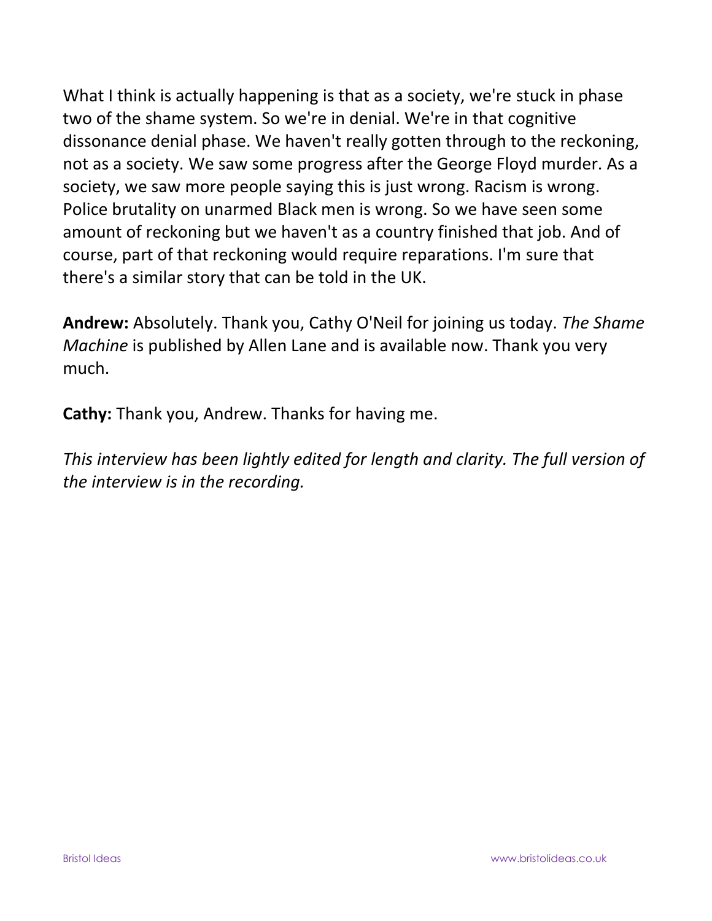What I think is actually happening is that as a society, we're stuck in phase two of the shame system. So we're in denial. We're in that cognitive dissonance denial phase. We haven't really gotten through to the reckoning, not as a society. We saw some progress after the George Floyd murder. As a society, we saw more people saying this is just wrong. Racism is wrong. Police brutality on unarmed Black men is wrong. So we have seen some amount of reckoning but we haven't as a country finished that job. And of course, part of that reckoning would require reparations. I'm sure that there's a similar story that can be told in the UK.

**Andrew:** Absolutely. Thank you, Cathy O'Neil for joining us today. *The Shame Machine* is published by Allen Lane and is available now. Thank you very much.

**Cathy:** Thank you, Andrew. Thanks for having me.

*This interview has been lightly edited for length and clarity. The full version of the interview is in the recording.*